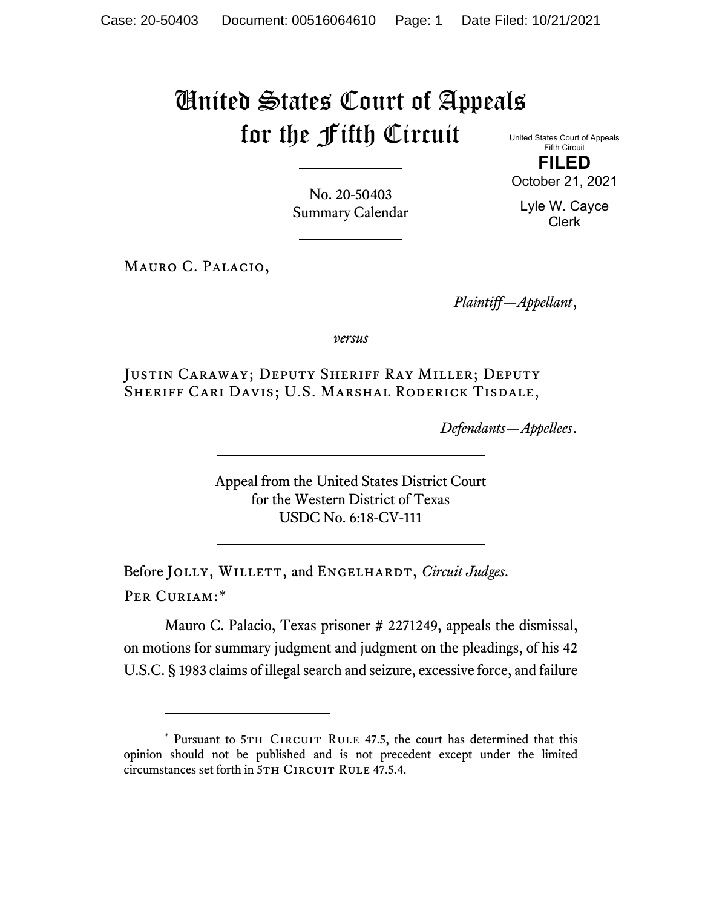# United States Court of Appeals for the Fifth Circuit

United States Court of Appeals
Fifth Circuit

**FILED**

October 21, 2021

Lyle W. Cayce
Clerk

No. 20-50403
Summary Calendar

Mauro C. Palacio,

*Plaintiff—Appellant*,

*versus*

Justin Caraway; Deputy Sheriff Ray Miller; Deputy Sheriff Cari Davis; U.S. Marshal Roderick Tisdale,

*Defendants—Appellees*.

Appeal from the United States District Court
for the Western District of Texas
USDC No. 6:18-CV-111

Before Jolly, Willett, and Engelhardt, *Circuit Judges*.

Per Curiam:*

Mauro C. Palacio, Texas prisoner # 2271249, appeals the dismissal, on motions for summary judgment and judgment on the pleadings, of his 42 U.S.C. § 1983 claims of illegal search and seizure, excessive force, and failure

---

* Pursuant to 5th Circuit Rule 47.5, the court has determined that this opinion should not be published and is not precedent except under the limited circumstances set forth in 5th Circuit Rule 47.5.4.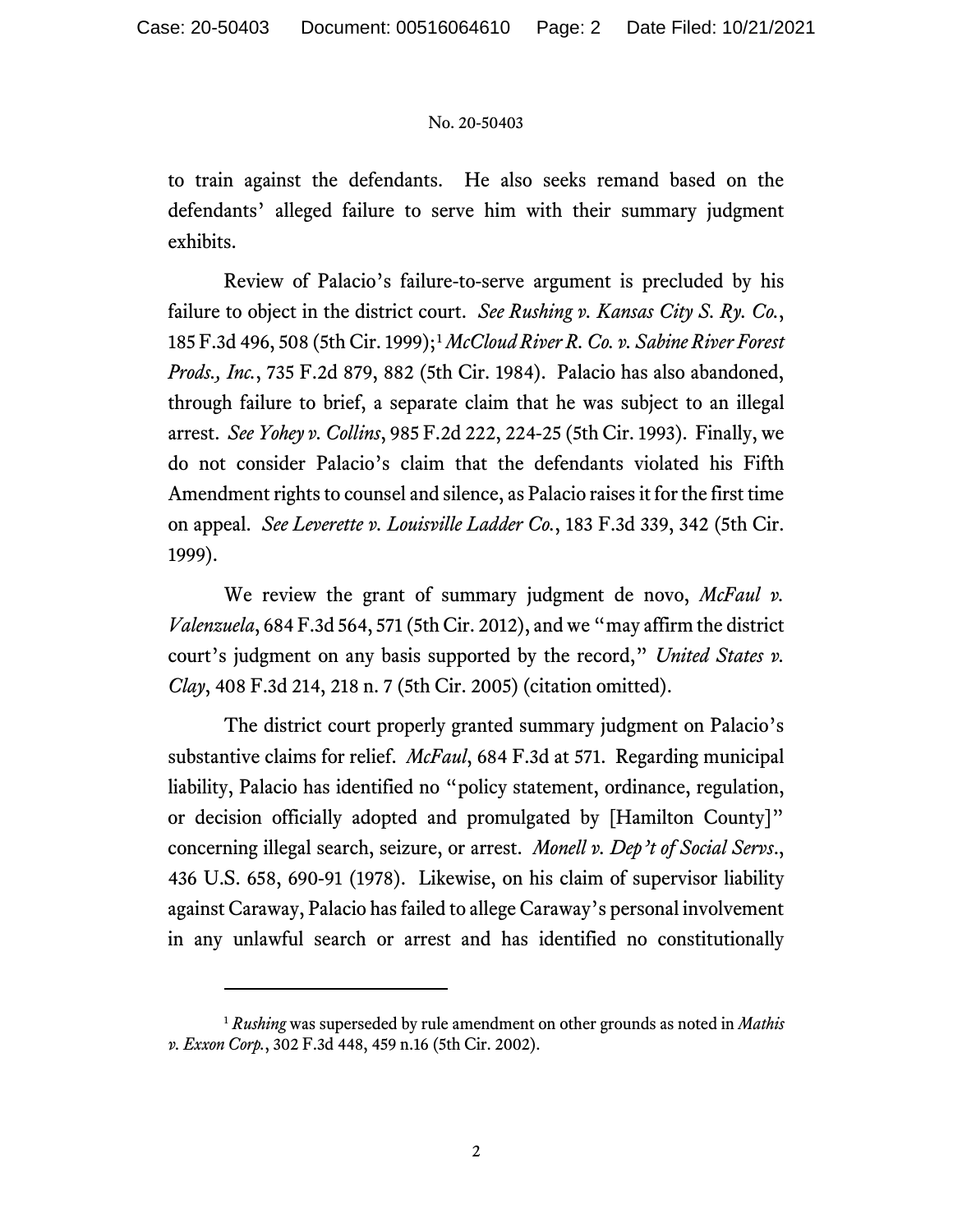to train against the defendants. He also seeks remand based on the defendants' alleged failure to serve him with their summary judgment exhibits.

Review of Palacio's failure-to-serve argument is precluded by his failure to object in the district court. *See Rushing v. Kansas City S. Ry. Co.*, 185 F.3d 496, 508 (5th Cir. 1999);[1] *McCloud River R. Co. v. Sabine River Forest Prods., Inc.*, 735 F.2d 879, 882 (5th Cir. 1984). Palacio has also abandoned, through failure to brief, a separate claim that he was subject to an illegal arrest. *See Yohey v. Collins*, 985 F.2d 222, 224-25 (5th Cir. 1993). Finally, we do not consider Palacio's claim that the defendants violated his Fifth Amendment rights to counsel and silence, as Palacio raises it for the first time on appeal. *See Leverette v. Louisville Ladder Co.*, 183 F.3d 339, 342 (5th Cir. 1999).

We review the grant of summary judgment de novo, *McFaul v. Valenzuela*, 684 F.3d 564, 571 (5th Cir. 2012), and we "may affirm the district court's judgment on any basis supported by the record," *United States v. Clay*, 408 F.3d 214, 218 n. 7 (5th Cir. 2005) (citation omitted).

The district court properly granted summary judgment on Palacio's substantive claims for relief. *McFaul*, 684 F.3d at 571. Regarding municipal liability, Palacio has identified no "policy statement, ordinance, regulation, or decision officially adopted and promulgated by [Hamilton County]" concerning illegal search, seizure, or arrest. *Monell v. Dep't of Social Servs*., 436 U.S. 658, 690-91 (1978). Likewise, on his claim of supervisor liability against Caraway, Palacio has failed to allege Caraway's personal involvement in any unlawful search or arrest and has identified no constitutionally

---

[1] *Rushing* was superseded by rule amendment on other grounds as noted in *Mathis v. Exxon Corp.*, 302 F.3d 448, 459 n.16 (5th Cir. 2002).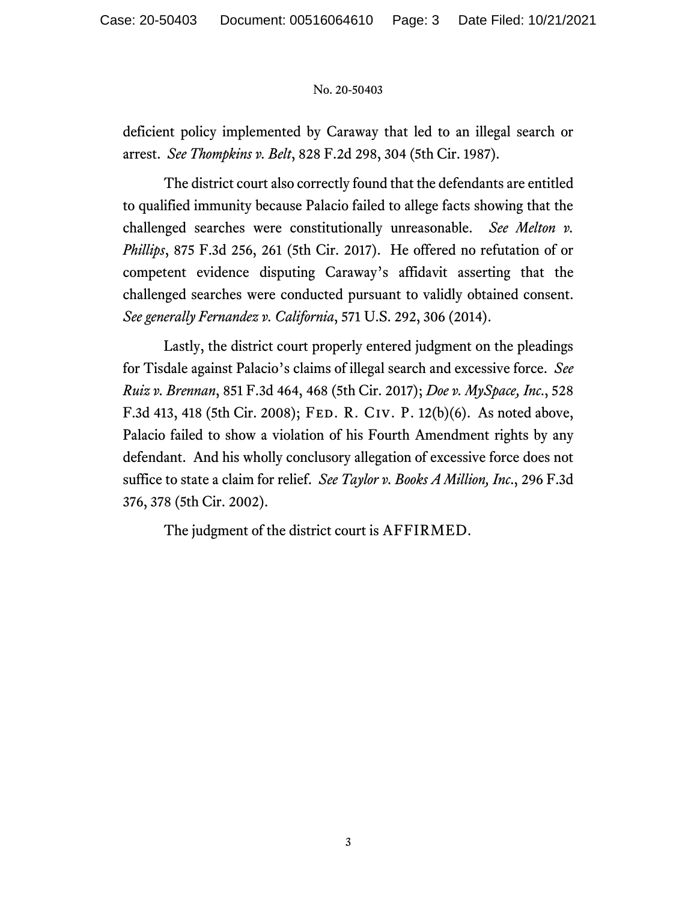deficient policy implemented by Caraway that led to an illegal search or arrest. *See Thompkins v. Belt*, 828 F.2d 298, 304 (5th Cir. 1987).

The district court also correctly found that the defendants are entitled to qualified immunity because Palacio failed to allege facts showing that the challenged searches were constitutionally unreasonable. *See Melton v. Phillips*, 875 F.3d 256, 261 (5th Cir. 2017). He offered no refutation of or competent evidence disputing Caraway's affidavit asserting that the challenged searches were conducted pursuant to validly obtained consent. *See generally Fernandez v. California*, 571 U.S. 292, 306 (2014).

Lastly, the district court properly entered judgment on the pleadings for Tisdale against Palacio's claims of illegal search and excessive force. *See Ruiz v. Brennan*, 851 F.3d 464, 468 (5th Cir. 2017); *Doe v. MySpace, Inc.*, 528 F.3d 413, 418 (5th Cir. 2008); FED. R. CIV. P. 12(b)(6). As noted above, Palacio failed to show a violation of his Fourth Amendment rights by any defendant. And his wholly conclusory allegation of excessive force does not suffice to state a claim for relief. *See Taylor v. Books A Million, Inc.*, 296 F.3d 376, 378 (5th Cir. 2002).

The judgment of the district court is AFFIRMED.